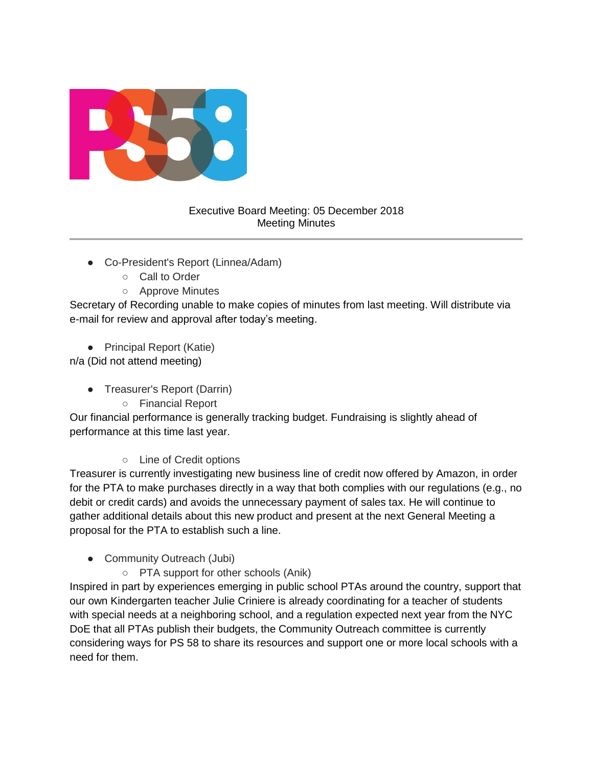Executive Board Meeting: 05 December 2018
Meeting Minutes

---

- Co-President's Report (Linnea/Adam)
  - Call to Order
  - Approve Minutes

Secretary of Recording unable to make copies of minutes from last meeting. Will distribute via e-mail for review and approval after today's meeting.

- Principal Report (Katie)

n/a (Did not attend meeting)

- Treasurer's Report (Darrin)
  - Financial Report

Our financial performance is generally tracking budget. Fundraising is slightly ahead of performance at this time last year.

  - Line of Credit options

Treasurer is currently investigating new business line of credit now offered by Amazon, in order for the PTA to make purchases directly in a way that both complies with our regulations (e.g., no debit or credit cards) and avoids the unnecessary payment of sales tax. He will continue to gather additional details about this new product and present at the next General Meeting a proposal for the PTA to establish such a line.

- Community Outreach (Jubi)
  - PTA support for other schools (Anik)

Inspired in part by experiences emerging in public school PTAs around the country, support that our own Kindergarten teacher Julie Criniere is already coordinating for a teacher of students with special needs at a neighboring school, and a regulation expected next year from the NYC DoE that all PTAs publish their budgets, the Community Outreach committee is currently considering ways for PS 58 to share its resources and support one or more local schools with a need for them.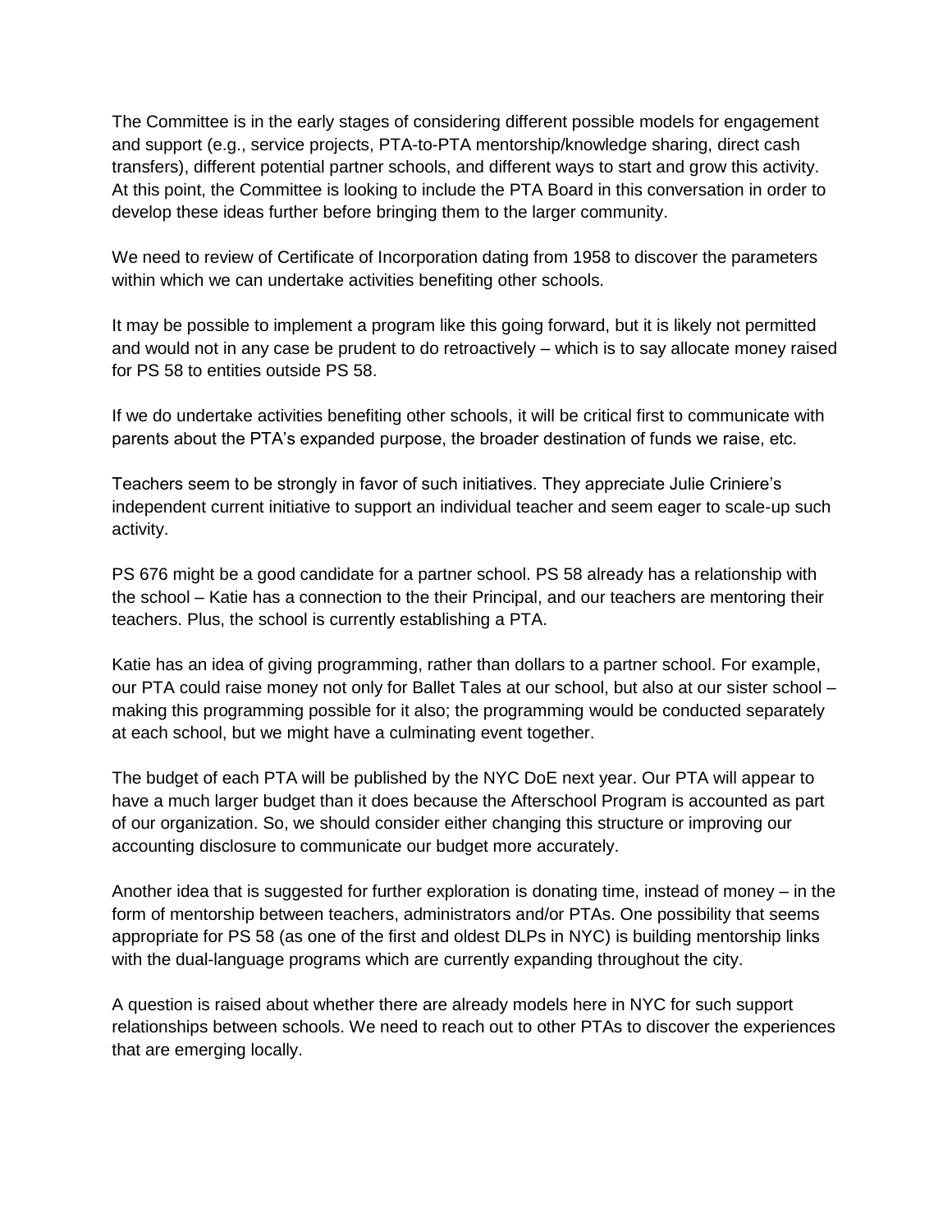The Committee is in the early stages of considering different possible models for engagement and support (e.g., service projects, PTA-to-PTA mentorship/knowledge sharing, direct cash transfers), different potential partner schools, and different ways to start and grow this activity. At this point, the Committee is looking to include the PTA Board in this conversation in order to develop these ideas further before bringing them to the larger community.

We need to review of Certificate of Incorporation dating from 1958 to discover the parameters within which we can undertake activities benefiting other schools.

It may be possible to implement a program like this going forward, but it is likely not permitted and would not in any case be prudent to do retroactively – which is to say allocate money raised for PS 58 to entities outside PS 58.

If we do undertake activities benefiting other schools, it will be critical first to communicate with parents about the PTA's expanded purpose, the broader destination of funds we raise, etc.

Teachers seem to be strongly in favor of such initiatives. They appreciate Julie Criniere's independent current initiative to support an individual teacher and seem eager to scale-up such activity.

PS 676 might be a good candidate for a partner school. PS 58 already has a relationship with the school – Katie has a connection to the their Principal, and our teachers are mentoring their teachers. Plus, the school is currently establishing a PTA.

Katie has an idea of giving programming, rather than dollars to a partner school. For example, our PTA could raise money not only for Ballet Tales at our school, but also at our sister school – making this programming possible for it also; the programming would be conducted separately at each school, but we might have a culminating event together.

The budget of each PTA will be published by the NYC DoE next year. Our PTA will appear to have a much larger budget than it does because the Afterschool Program is accounted as part of our organization. So, we should consider either changing this structure or improving our accounting disclosure to communicate our budget more accurately.

Another idea that is suggested for further exploration is donating time, instead of money – in the form of mentorship between teachers, administrators and/or PTAs. One possibility that seems appropriate for PS 58 (as one of the first and oldest DLPs in NYC) is building mentorship links with the dual-language programs which are currently expanding throughout the city.

A question is raised about whether there are already models here in NYC for such support relationships between schools. We need to reach out to other PTAs to discover the experiences that are emerging locally.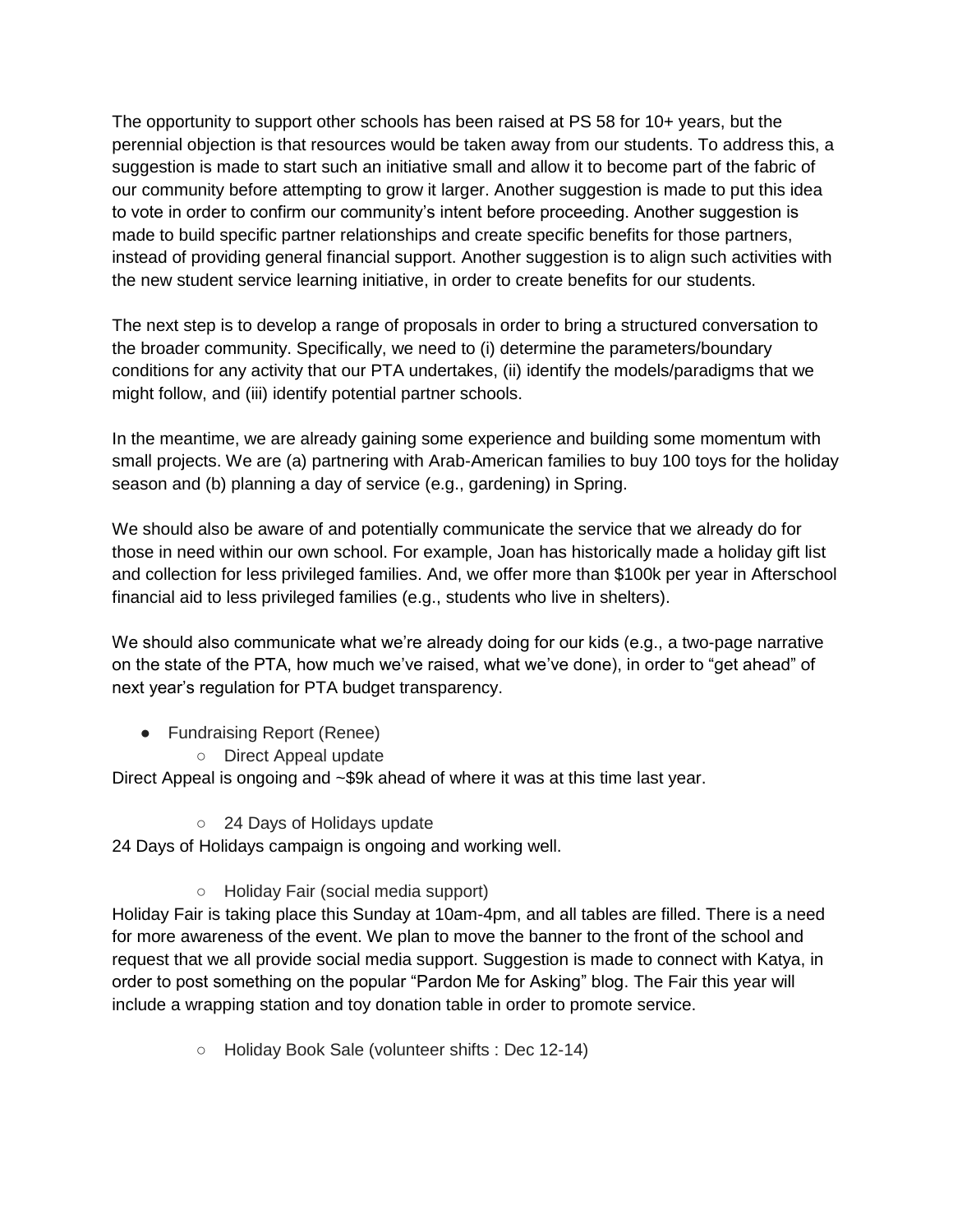The opportunity to support other schools has been raised at PS 58 for 10+ years, but the perennial objection is that resources would be taken away from our students. To address this, a suggestion is made to start such an initiative small and allow it to become part of the fabric of our community before attempting to grow it larger. Another suggestion is made to put this idea to vote in order to confirm our community's intent before proceeding. Another suggestion is made to build specific partner relationships and create specific benefits for those partners, instead of providing general financial support. Another suggestion is to align such activities with the new student service learning initiative, in order to create benefits for our students.

The next step is to develop a range of proposals in order to bring a structured conversation to the broader community. Specifically, we need to (i) determine the parameters/boundary conditions for any activity that our PTA undertakes, (ii) identify the models/paradigms that we might follow, and (iii) identify potential partner schools.

In the meantime, we are already gaining some experience and building some momentum with small projects. We are (a) partnering with Arab-American families to buy 100 toys for the holiday season and (b) planning a day of service (e.g., gardening) in Spring.

We should also be aware of and potentially communicate the service that we already do for those in need within our own school. For example, Joan has historically made a holiday gift list and collection for less privileged families. And, we offer more than $100k per year in Afterschool financial aid to less privileged families (e.g., students who live in shelters).

We should also communicate what we're already doing for our kids (e.g., a two-page narrative on the state of the PTA, how much we've raised, what we've done), in order to "get ahead" of next year's regulation for PTA budget transparency.

- Fundraising Report (Renee)
  - Direct Appeal update

Direct Appeal is ongoing and ~$9k ahead of where it was at this time last year.

  - 24 Days of Holidays update

24 Days of Holidays campaign is ongoing and working well.

  - Holiday Fair (social media support)

Holiday Fair is taking place this Sunday at 10am-4pm, and all tables are filled. There is a need for more awareness of the event. We plan to move the banner to the front of the school and request that we all provide social media support. Suggestion is made to connect with Katya, in order to post something on the popular "Pardon Me for Asking" blog. The Fair this year will include a wrapping station and toy donation table in order to promote service.

  - Holiday Book Sale (volunteer shifts : Dec 12-14)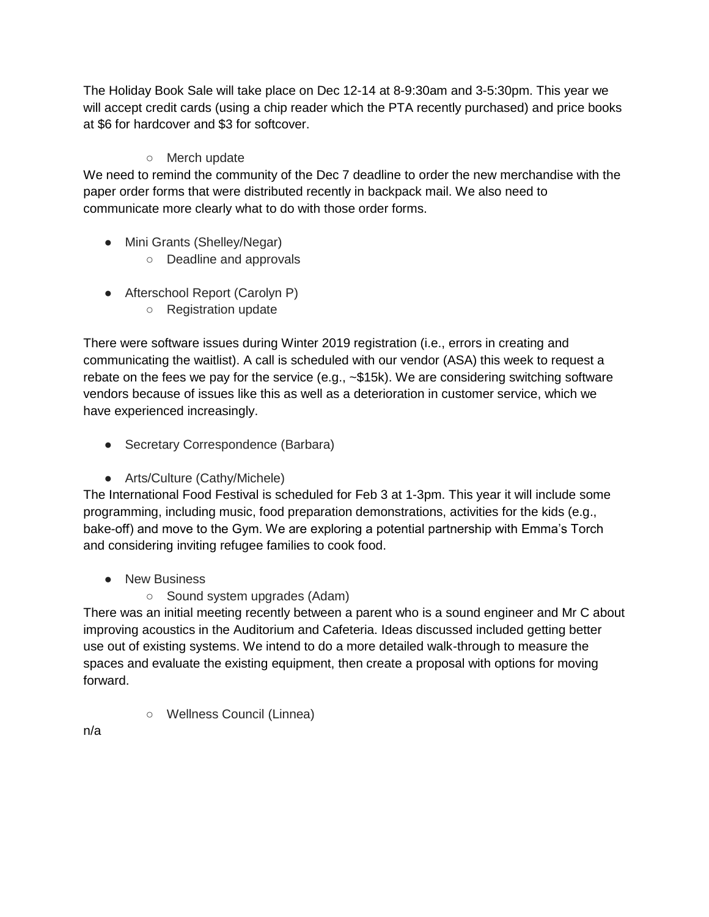The Holiday Book Sale will take place on Dec 12-14 at 8-9:30am and 3-5:30pm. This year we will accept credit cards (using a chip reader which the PTA recently purchased) and price books at $6 for hardcover and $3 for softcover.

  - Merch update

We need to remind the community of the Dec 7 deadline to order the new merchandise with the paper order forms that were distributed recently in backpack mail. We also need to communicate more clearly what to do with those order forms.

- Mini Grants (Shelley/Negar)
  - Deadline and approvals

- Afterschool Report (Carolyn P)
  - Registration update

There were software issues during Winter 2019 registration (i.e., errors in creating and communicating the waitlist). A call is scheduled with our vendor (ASA) this week to request a rebate on the fees we pay for the service (e.g., ~$15k). We are considering switching software vendors because of issues like this as well as a deterioration in customer service, which we have experienced increasingly.

- Secretary Correspondence (Barbara)

- Arts/Culture (Cathy/Michele)

The International Food Festival is scheduled for Feb 3 at 1-3pm. This year it will include some programming, including music, food preparation demonstrations, activities for the kids (e.g., bake-off) and move to the Gym. We are exploring a potential partnership with Emma's Torch and considering inviting refugee families to cook food.

- New Business
  - Sound system upgrades (Adam)

There was an initial meeting recently between a parent who is a sound engineer and Mr C about improving acoustics in the Auditorium and Cafeteria. Ideas discussed included getting better use out of existing systems. We intend to do a more detailed walk-through to measure the spaces and evaluate the existing equipment, then create a proposal with options for moving forward.

  - Wellness Council (Linnea)

n/a